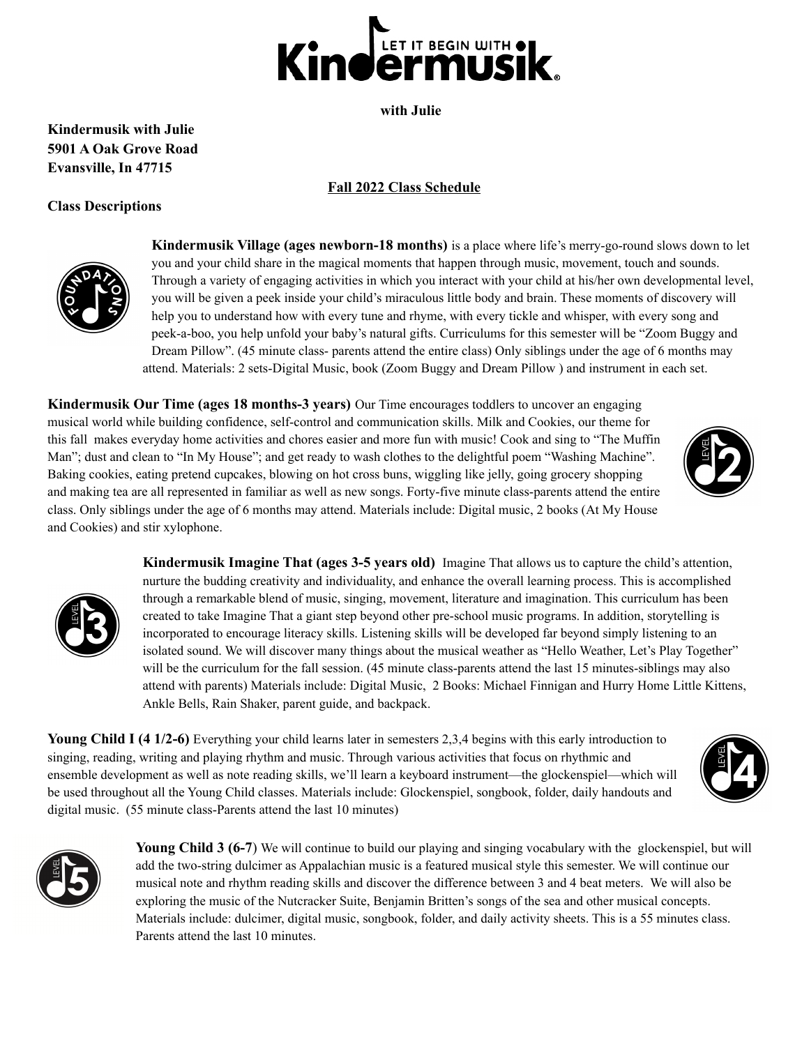# Kindermusik

**with Julie**

**Kindermusik with Julie**
**5901 A Oak Grove Road**
**Evansville, In 47715**

## Fall 2022 Class Schedule

**Class Descriptions**

**Kindermusik Village (ages newborn-18 months)** is a place where life's merry-go-round slows down to let you and your child share in the magical moments that happen through music, movement, touch and sounds. Through a variety of engaging activities in which you interact with your child at his/her own developmental level, you will be given a peek inside your child's miraculous little body and brain. These moments of discovery will help you to understand how with every tune and rhyme, with every tickle and whisper, with every song and peek-a-boo, you help unfold your baby's natural gifts. Curriculums for this semester will be "Zoom Buggy and Dream Pillow". (45 minute class- parents attend the entire class) Only siblings under the age of 6 months may attend. Materials: 2 sets-Digital Music, book (Zoom Buggy and Dream Pillow ) and instrument in each set.

**Kindermusik Our Time (ages 18 months-3 years)** Our Time encourages toddlers to uncover an engaging musical world while building confidence, self-control and communication skills. Milk and Cookies, our theme for this fall makes everyday home activities and chores easier and more fun with music! Cook and sing to "The Muffin Man"; dust and clean to "In My House"; and get ready to wash clothes to the delightful poem "Washing Machine". Baking cookies, eating pretend cupcakes, blowing on hot cross buns, wiggling like jelly, going grocery shopping and making tea are all represented in familiar as well as new songs. Forty-five minute class-parents attend the entire class. Only siblings under the age of 6 months may attend. Materials include: Digital music, 2 books (At My House and Cookies) and stir xylophone.

**Kindermusik Imagine That (ages 3-5 years old)** Imagine That allows us to capture the child's attention, nurture the budding creativity and individuality, and enhance the overall learning process. This is accomplished through a remarkable blend of music, singing, movement, literature and imagination. This curriculum has been created to take Imagine That a giant step beyond other pre-school music programs. In addition, storytelling is incorporated to encourage literacy skills. Listening skills will be developed far beyond simply listening to an isolated sound. We will discover many things about the musical weather as "Hello Weather, Let's Play Together" will be the curriculum for the fall session. (45 minute class-parents attend the last 15 minutes-siblings may also attend with parents) Materials include: Digital Music, 2 Books: Michael Finnigan and Hurry Home Little Kittens, Ankle Bells, Rain Shaker, parent guide, and backpack.

**Young Child I (4 1/2-6)** Everything your child learns later in semesters 2,3,4 begins with this early introduction to singing, reading, writing and playing rhythm and music. Through various activities that focus on rhythmic and ensemble development as well as note reading skills, we'll learn a keyboard instrument—the glockenspiel—which will be used throughout all the Young Child classes. Materials include: Glockenspiel, songbook, folder, daily handouts and digital music. (55 minute class-Parents attend the last 10 minutes)

**Young Child 3 (6-7**) We will continue to build our playing and singing vocabulary with the glockenspiel, but will add the two-string dulcimer as Appalachian music is a featured musical style this semester. We will continue our musical note and rhythm reading skills and discover the difference between 3 and 4 beat meters. We will also be exploring the music of the Nutcracker Suite, Benjamin Britten's songs of the sea and other musical concepts. Materials include: dulcimer, digital music, songbook, folder, and daily activity sheets. This is a 55 minutes class. Parents attend the last 10 minutes.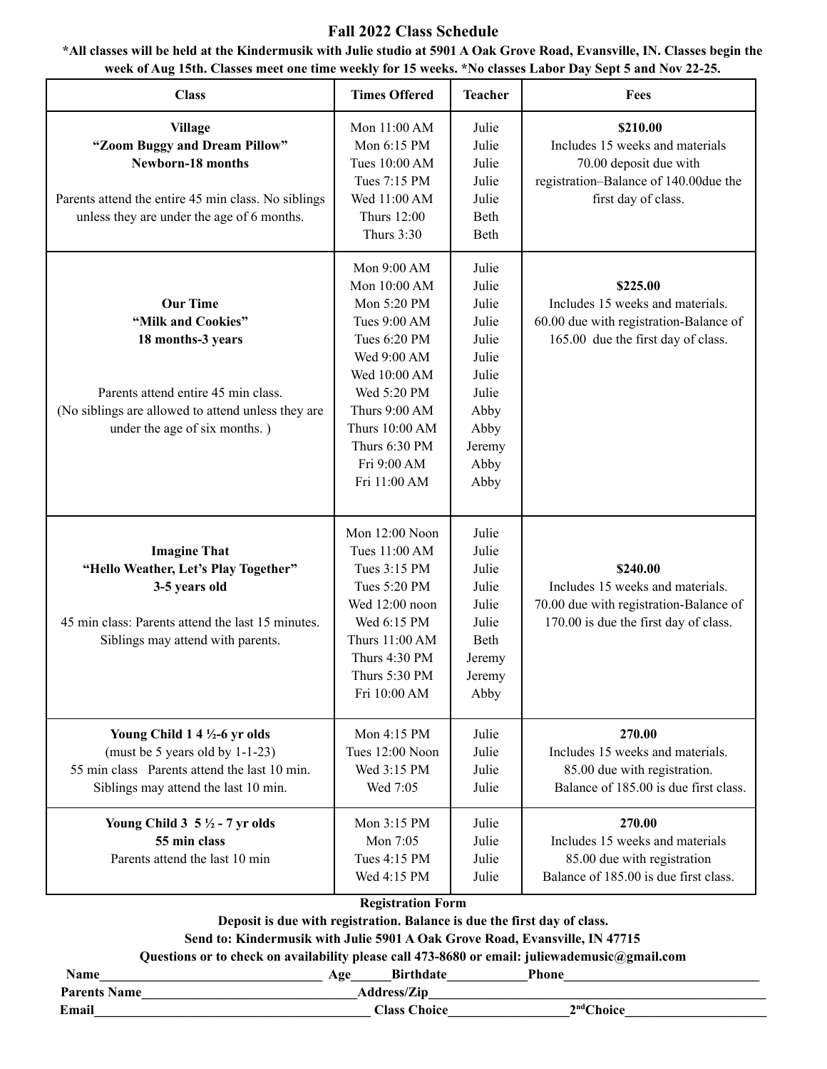# Fall 2022 Class Schedule

**\*All classes will be held at the Kindermusik with Julie studio at 5901 A Oak Grove Road, Evansville, IN. Classes begin the week of Aug 15th. Classes meet one time weekly for 15 weeks. \*No classes Labor Day Sept 5 and Nov 22-25.**

| Class | Times Offered | Teacher | Fees |
|---|---|---|---|
| **Village**<br>**"Zoom Buggy and Dream Pillow"**<br>**Newborn-18 months**<br><br>Parents attend the entire 45 min class. No siblings unless they are under the age of 6 months. | Mon 11:00 AM<br>Mon 6:15 PM<br>Tues 10:00 AM<br>Tues 7:15 PM<br>Wed 11:00 AM<br>Thurs 12:00<br>Thurs 3:30 | Julie<br>Julie<br>Julie<br>Julie<br>Julie<br>Beth<br>Beth | **$210.00**<br>Includes 15 weeks and materials<br>70.00 deposit due with registration–Balance of 140.00due the first day of class. |
| **Our Time**<br>**"Milk and Cookies"**<br>**18 months-3 years**<br><br>Parents attend entire 45 min class.<br>(No siblings are allowed to attend unless they are under the age of six months. ) | Mon 9:00 AM<br>Mon 10:00 AM<br>Mon 5:20 PM<br>Tues 9:00 AM<br>Tues 6:20 PM<br>Wed 9:00 AM<br>Wed 10:00 AM<br>Wed 5:20 PM<br>Thurs 9:00 AM<br>Thurs 10:00 AM<br>Thurs 6:30 PM<br>Fri 9:00 AM<br>Fri 11:00 AM | Julie<br>Julie<br>Julie<br>Julie<br>Julie<br>Julie<br>Julie<br>Julie<br>Abby<br>Abby<br>Jeremy<br>Abby<br>Abby | **$225.00**<br>Includes 15 weeks and materials.<br>60.00 due with registration-Balance of 165.00 due the first day of class. |
| **Imagine That**<br>**"Hello Weather, Let's Play Together"**<br>**3-5 years old**<br><br>45 min class: Parents attend the last 15 minutes. Siblings may attend with parents. | Mon 12:00 Noon<br>Tues 11:00 AM<br>Tues 3:15 PM<br>Tues 5:20 PM<br>Wed 12:00 noon<br>Wed 6:15 PM<br>Thurs 11:00 AM<br>Thurs 4:30 PM<br>Thurs 5:30 PM<br>Fri 10:00 AM | Julie<br>Julie<br>Julie<br>Julie<br>Julie<br>Julie<br>Beth<br>Jeremy<br>Jeremy<br>Abby | **$240.00**<br>Includes 15 weeks and materials.<br>70.00 due with registration-Balance of 170.00 is due the first day of class. |
| **Young Child 1 4 ½-6 yr olds**<br>(must be 5 years old by 1-1-23)<br>55 min class Parents attend the last 10 min.<br>Siblings may attend the last 10 min. | Mon 4:15 PM<br>Tues 12:00 Noon<br>Wed 3:15 PM<br>Wed 7:05 | Julie<br>Julie<br>Julie<br>Julie | **270.00**<br>Includes 15 weeks and materials.<br>85.00 due with registration.<br>Balance of 185.00 is due first class. |
| **Young Child 3 5 ½ - 7 yr olds**<br>**55 min class**<br>Parents attend the last 10 min | Mon 3:15 PM<br>Mon 7:05<br>Tues 4:15 PM<br>Wed 4:15 PM | Julie<br>Julie<br>Julie<br>Julie | **270.00**<br>Includes 15 weeks and materials<br>85.00 due with registration<br>Balance of 185.00 is due first class. |

**Registration Form**

**Deposit is due with registration. Balance is due the first day of class.**

**Send to: Kindermusik with Julie 5901 A Oak Grove Road, Evansville, IN 47715**

**Questions or to check on availability please call 473-8680 or email: juliewademusic@gmail.com**

**Name**\_\_\_\_\_\_\_\_\_\_\_\_\_\_\_\_\_\_\_\_\_\_\_\_\_\_\_\_\_\_ **Age**\_\_\_\_\_ **Birthdate**\_\_\_\_\_\_\_\_\_\_\_ **Phone**\_\_\_\_\_\_\_\_\_\_\_\_\_\_\_\_\_\_\_\_\_\_\_\_\_\_\_\_

**Parents Name**\_\_\_\_\_\_\_\_\_\_\_\_\_\_\_\_\_\_\_\_\_\_\_\_\_\_\_\_\_\_ **Address/Zip**\_\_\_\_\_\_\_\_\_\_\_\_\_\_\_\_\_\_\_\_\_\_\_\_\_\_\_\_\_\_\_\_\_\_\_\_\_\_\_\_\_\_

**Email**\_\_\_\_\_\_\_\_\_\_\_\_\_\_\_\_\_\_\_\_\_\_\_\_\_\_\_\_\_\_\_\_\_\_\_\_\_\_ **Class Choice**\_\_\_\_\_\_\_\_\_\_\_\_\_\_\_\_ **2nd Choice**\_\_\_\_\_\_\_\_\_\_\_\_\_\_\_\_\_\_\_\_